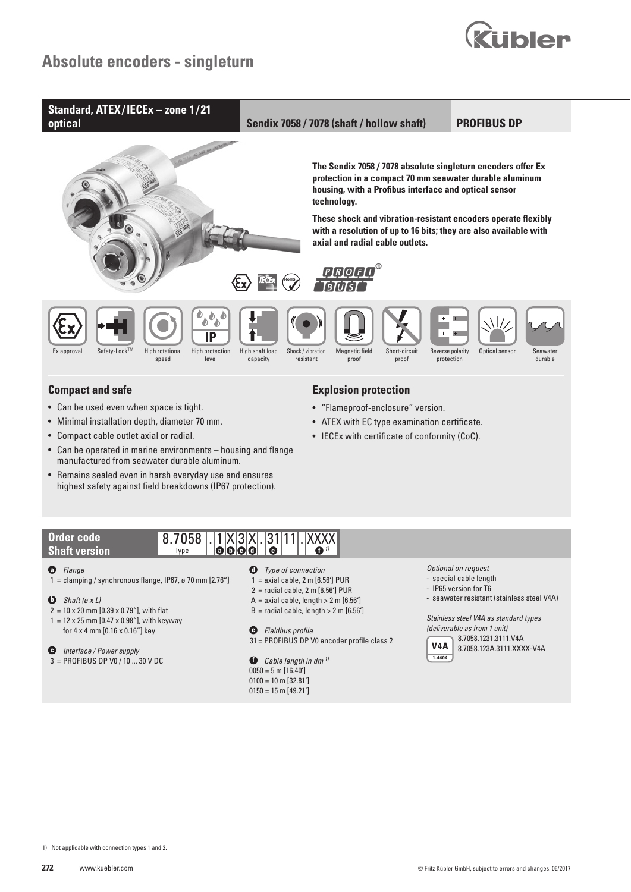# Absolute encoders - singleturn

## Standard, ATEX/IECEx – zone 1/21 optical | Sendix 7058 / 7078 (shaft / hollow shaft) | PROFIBUS DP

**The Sendix 7058 / 7078 absolute singleturn encoders offer Ex protection in a compact 70 mm seawater durable aluminum housing, with a Profibus interface and optical sensor technology.**

**These shock and vibration-resistant encoders operate flexibly with a resolution of up to 16 bits; they are also available with axial and radial cable outlets.**

Ex approval | Safety-Lock™ | High rotational speed | High protection level | High shaft load capacity | Shock / vibration resistant | Magnetic field proof | Short-circuit proof | Reverse polarity protection | Optical sensor | Seawater durable

### Compact and safe

- Can be used even when space is tight.
- Minimal installation depth, diameter 70 mm.
- Compact cable outlet axial or radial.
- Can be operated in marine environments – housing and flange manufactured from seawater durable aluminum.
- Remains sealed even in harsh everyday use and ensures highest safety against field breakdowns (IP67 protection).

### Explosion protection

- "Flameproof-enclosure" version.
- ATEX with EC type examination certificate.
- IECEx with certificate of conformity (CoC).

## Order code Shaft version

8.7058 . 1 X 3 X . 31 11 . XXXX

Type — a b c d — e — f [1)]

**a** *Flange*
1 = clamping / synchronous flange, IP67, ø 70 mm [2.76"]

**b** *Shaft (ø x L)*
2 = 10 x 20 mm [0.39 x 0.79"], with flat
1 = 12 x 25 mm [0.47 x 0.98"], with keyway for 4 x 4 mm [0.16 x 0.16"] key

**c** *Interface / Power supply*
3 = PROFIBUS DP V0 / 10 ... 30 V DC

**d** *Type of connection*
1 = axial cable, 2 m [6.56'] PUR
2 = radial cable, 2 m [6.56'] PUR
A = axial cable, length > 2 m [6.56']
B = radial cable, length > 2 m [6.56']

**e** *Fieldbus profile*
31 = PROFIBUS DP V0 encoder profile class 2

**f** *Cable length in dm* [1)]
0050 = 5 m [16.40']
0100 = 10 m [32.81']
0150 = 15 m [49.21']

*Optional on request*
- special cable length
- IP65 version for T6
- seawater resistant (stainless steel V4A)

*Stainless steel V4A as standard types (deliverable as from 1 unit)*

V4A 1.4404
8.7058.1231.3111.V4A
8.7058.123A.3111.XXXX-V4A

1) Not applicable with connection types 1 and 2.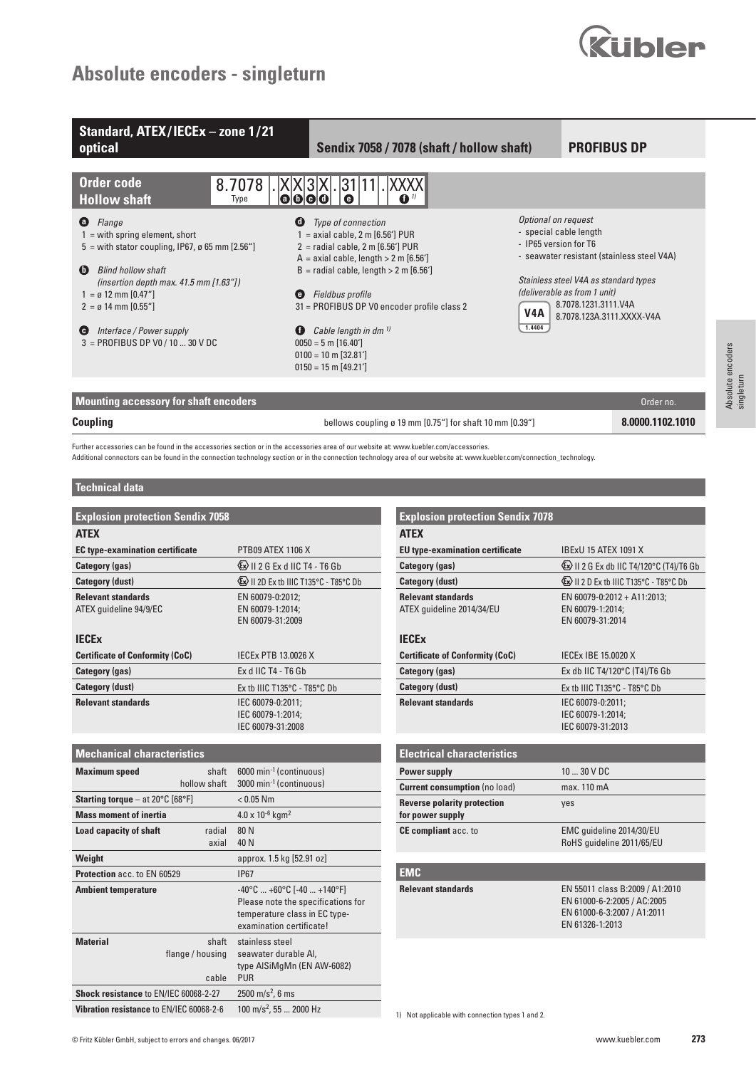# Absolute encoders - singleturn

## Standard, ATEX/IECEx – zone 1/21 optical | Sendix 7058 / 7078 (shaft / hollow shaft) | PROFIBUS DP

### Order code Hollow shaft

**8.7078 . X X 3 X . 31 11 . XXXX**

Type — a b c d — e — f [1)]

**a** *Flange*
1 = with spring element, short
5 = with stator coupling, IP67, ø 65 mm [2.56"]

**b** *Blind hollow shaft (insertion depth max. 41.5 mm [1.63"])*
1 = ø 12 mm [0.47"]
2 = ø 14 mm [0.55"]

**c** *Interface / Power supply*
3 = PROFIBUS DP V0 / 10 ... 30 V DC

**d** *Type of connection*
1 = axial cable, 2 m [6.56'] PUR
2 = radial cable, 2 m [6.56'] PUR
A = axial cable, length > 2 m [6.56']
B = radial cable, length > 2 m [6.56']

**e** *Fieldbus profile*
31 = PROFIBUS DP V0 encoder profile class 2

**f** *Cable length in dm* [1)]
0050 = 5 m [16.40']
0100 = 10 m [32.81']
0150 = 15 m [49.21']

*Optional on request*
- special cable length
- IP65 version for T6
- seawater resistant (stainless steel V4A)

*Stainless steel V4A as standard types (deliverable as from 1 unit)*

V4A 1.4404
8.7078.1231.3111.V4A
8.7078.123A.3111.XXXX-V4A

### Mounting accessory for shaft encoders

| Mounting accessory for shaft encoders | | Order no. |
|---|---|---|
| **Coupling** | bellows coupling ø 19 mm [0.75"] for shaft 10 mm [0.39"] | **8.0000.1102.1010** |

Further accessories can be found in the accessories section or in the accessories area of our website at: www.kuebler.com/accessories.
Additional connectors can be found in the connection technology section or in the connection technology area of our website at: www.kuebler.com/connection_technology.

## Technical data

### Explosion protection Sendix 7058

| **ATEX** | |
|---|---|
| **EC type-examination certificate** | PTB09 ATEX 1106 X |
| **Category (gas)** | Ex II 2 G Ex d IIC T4 - T6 Gb |
| **Category (dust)** | Ex II 2D Ex tb IIIC T135°C - T85°C Db |
| **Relevant standards** ATEX guideline 94/9/EC | EN 60079-0:2012; EN 60079-1:2014; EN 60079-31:2009 |
| **IECEx** | |
| **Certificate of Conformity (CoC)** | IECEx PTB 13.0026 X |
| **Category (gas)** | Ex d IIC T4 - T6 Gb |
| **Category (dust)** | Ex tb IIIC T135°C - T85°C Db |
| **Relevant standards** | IEC 60079-0:2011; IEC 60079-1:2014; IEC 60079-31:2008 |

### Explosion protection Sendix 7078

| **ATEX** | |
|---|---|
| **EU type-examination certificate** | IBExU 15 ATEX 1091 X |
| **Category (gas)** | Ex II 2 G Ex db IIC T4/120°C (T4)/T6 Gb |
| **Category (dust)** | Ex II 2 D Ex tb IIIC T135°C - T85°C Db |
| **Relevant standards** ATEX guideline 2014/34/EU | EN 60079-0:2012 + A11:2013; EN 60079-1:2014; EN 60079-31:2014 |
| **IECEx** | |
| **Certificate of Conformity (CoC)** | IECEx IBE 15.0020 X |
| **Category (gas)** | Ex db IIC T4/120°C (T4)/T6 Gb |
| **Category (dust)** | Ex tb IIIC T135°C - T85°C Db |
| **Relevant standards** | IEC 60079-0:2011; IEC 60079-1:2014; IEC 60079-31:2013 |

### Mechanical characteristics

| | | |
|---|---|---|
| **Maximum speed** | shaft | 6000 $min^{-1}$ (continuous) |
| | hollow shaft | 3000 $min^{-1}$ (continuous) |
| **Starting torque** – at 20°C [68°F] | | < 0.05 Nm |
| **Mass moment of inertia** | | $4.0 \times 10^{-6}$ $kgm^2$ |
| **Load capacity of shaft** | radial | 80 N |
| | axial | 40 N |
| **Weight** | | approx. 1.5 kg [52.91 oz] |
| **Protection** acc. to EN 60529 | | IP67 |
| **Ambient temperature** | | -40°C ... +60°C [-40 ... +140°F] Please note the specifications for temperature class in EC type-examination certificate! |
| **Material** | shaft | stainless steel |
| | flange / housing | seawater durable Al, type AlSiMgMn (EN AW-6082) |
| | cable | PUR |
| **Shock resistance** to EN/IEC 60068-2-27 | | 2500 $m/s^2$, 6 ms |
| **Vibration resistance** to EN/IEC 60068-2-6 | | 100 $m/s^2$, 55 ... 2000 Hz |

### Electrical characteristics

| | |
|---|---|
| **Power supply** | 10 ... 30 V DC |
| **Current consumption** (no load) | max. 110 mA |
| **Reverse polarity protection for power supply** | yes |
| **CE compliant** acc. to | EMC guideline 2014/30/EU RoHS guideline 2011/65/EU |

### EMC

| | |
|---|---|
| **Relevant standards** | EN 55011 class B:2009 / A1:2010 EN 61000-6-2:2005 / AC:2005 EN 61000-6-3:2007 / A1:2011 EN 61326-1:2013 |

1) Not applicable with connection types 1 and 2.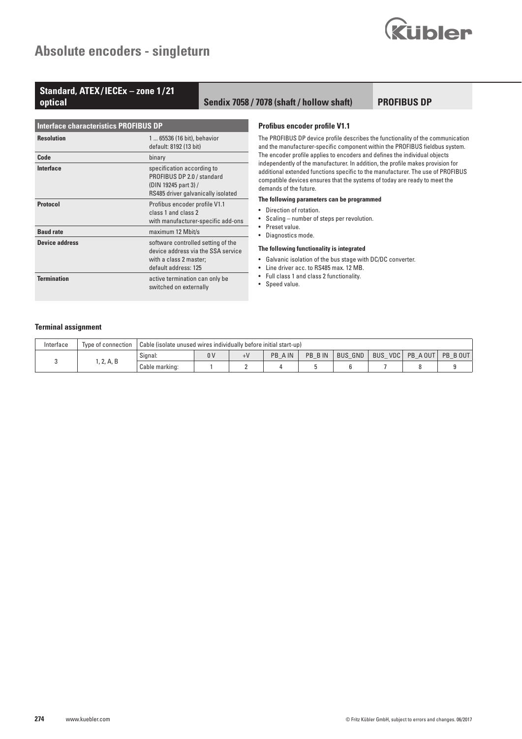# Absolute encoders - singleturn

## Standard, ATEX/IECEx – zone 1/21 optical | Sendix 7058 / 7078 (shaft / hollow shaft) | PROFIBUS DP

| Interface characteristics PROFIBUS DP | |
|---|---|
| **Resolution** | 1 ... 65536 (16 bit), behavior default: 8192 (13 bit) |
| **Code** | binary |
| **Interface** | specification according to PROFIBUS DP 2.0 / standard (DIN 19245 part 3) / RS485 driver galvanically isolated |
| **Protocol** | Profibus encoder profile V1.1 class 1 and class 2 with manufacturer-specific add-ons |
| **Baud rate** | maximum 12 Mbit/s |
| **Device address** | software controlled setting of the device address via the SSA service with a class 2 master; default address: 125 |
| **Termination** | active termination can only be switched on externally |

### Profibus encoder profile V1.1

The PROFIBUS DP device profile describes the functionality of the communication and the manufacturer-specific component within the PROFIBUS fieldbus system. The encoder profile applies to encoders and defines the individual objects independently of the manufacturer. In addition, the profile makes provision for additional extended functions specific to the manufacturer. The use of PROFIBUS compatible devices ensures that the systems of today are ready to meet the demands of the future.

**The following parameters can be programmed**

- Direction of rotation.
- Scaling – number of steps per revolution.
- Preset value.
- Diagnostics mode.

**The following functionality is integrated**

- Galvanic isolation of the bus stage with DC/DC converter.
- Line driver acc. to RS485 max. 12 MB.
- Full class 1 and class 2 functionality.
- Speed value.

### Terminal assignment

| Interface | Type of connection | Cable (isolate unused wires individually before initial start-up) | | | | | | | | |
|---|---|---|---|---|---|---|---|---|---|---|
| 3 | 1, 2, A, B | Signal: | 0 V | +V | PB_A IN | PB_B IN | BUS_GND | BUS_VDC | PB_A OUT | PB_B OUT |
| | | Cable marking: | 1 | 2 | 4 | 5 | 6 | 7 | 8 | 9 |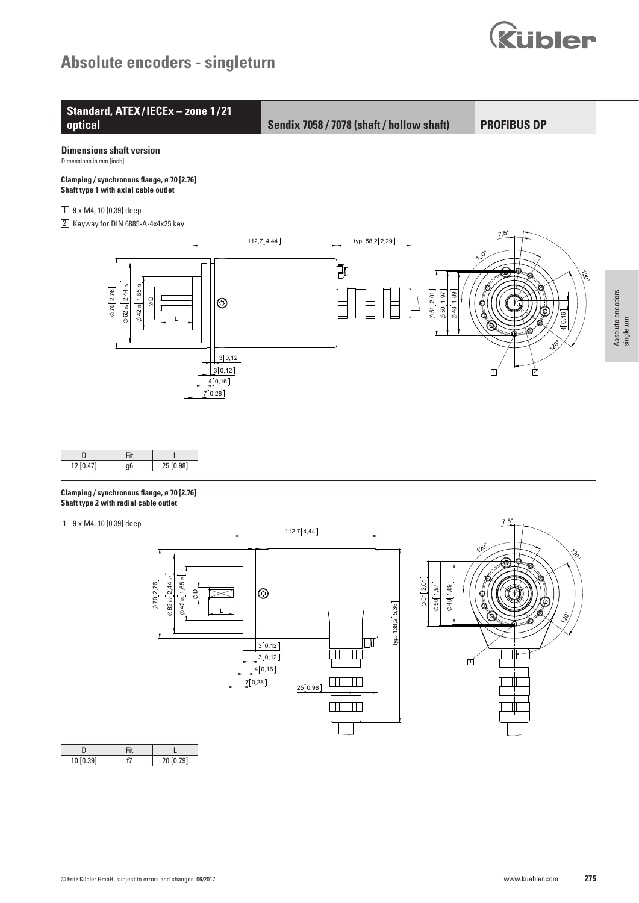# Absolute encoders - singleturn

**Standard, ATEX/IECEx – zone 1/21 optical** | **Sendix 7058 / 7078 (shaft / hollow shaft)** | **PROFIBUS DP**

### Dimensions shaft version

Dimensions in mm [inch]

**Clamping / synchronous flange, ø 70 [2.76]**
**Shaft type 1 with axial cable outlet**

1 9 x M4, 10 [0.39] deep

2 Keyway for DIN 6885-A-4x4x25 key

| D | Fit | L |
|---|---|---|
| 12 [0.47] | g6 | 25 [0.98] |

**Clamping / synchronous flange, ø 70 [2.76]**
**Shaft type 2 with radial cable outlet**

1 9 x M4, 10 [0.39] deep

| D | Fit | L |
|---|---|---|
| 10 [0.39] | f7 | 20 [0.79] |

© Fritz Kübler GmbH, subject to errors and changes. 06/2017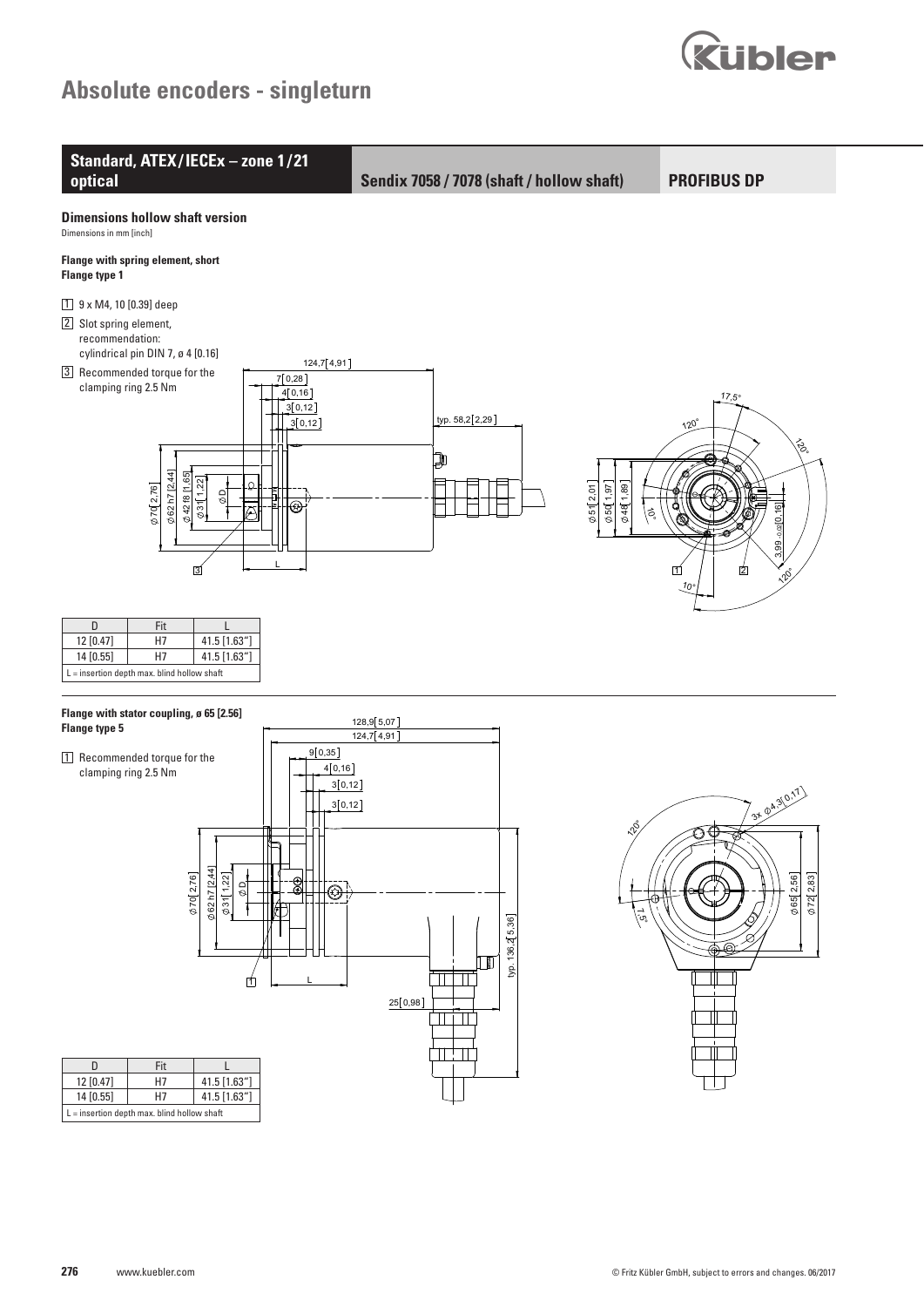# Absolute encoders - singleturn

**Standard, ATEX/IECEx – zone 1/21 optical** | **Sendix 7058 / 7078 (shaft / hollow shaft)** | **PROFIBUS DP**

### Dimensions hollow shaft version

Dimensions in mm [inch]

**Flange with spring element, short**
**Flange type 1**

1. 9 x M4, 10 [0.39] deep
2. Slot spring element, recommendation: cylindrical pin DIN 7, ø 4 [0.16]
3. Recommended torque for the clamping ring 2.5 Nm

| D | Fit | L |
|---|---|---|
| 12 [0.47] | H7 | 41.5 [1.63"] |
| 14 [0.55] | H7 | 41.5 [1.63"] |

L = insertion depth max. blind hollow shaft

**Flange with stator coupling, ø 65 [2.56]**
**Flange type 5**

1. Recommended torque for the clamping ring 2.5 Nm

| D | Fit | L |
|---|---|---|
| 12 [0.47] | H7 | 41.5 [1.63"] |
| 14 [0.55] | H7 | 41.5 [1.63"] |

L = insertion depth max. blind hollow shaft